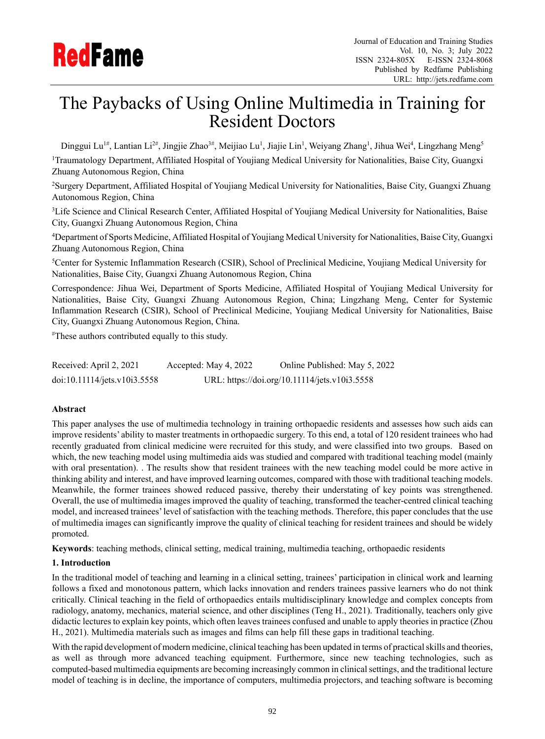# The Paybacks of Using Online Multimedia in Training for Resident Doctors

Dinggui Lu[1#], Lantian Li[2#], Jingjie Zhao[3#], Meijiao Lu[1], Jiajie Lin[1], Weiyang Zhang[1], Jihua Wei[4], Lingzhang Meng[5]

[1]Traumatology Department, Affiliated Hospital of Youjiang Medical University for Nationalities, Baise City, Guangxi Zhuang Autonomous Region, China

[2]Surgery Department, Affiliated Hospital of Youjiang Medical University for Nationalities, Baise City, Guangxi Zhuang Autonomous Region, China

[3]Life Science and Clinical Research Center, Affiliated Hospital of Youjiang Medical University for Nationalities, Baise City, Guangxi Zhuang Autonomous Region, China

[4]Department of Sports Medicine, Affiliated Hospital of Youjiang Medical University for Nationalities, Baise City, Guangxi Zhuang Autonomous Region, China

[5]Center for Systemic Inflammation Research (CSIR), School of Preclinical Medicine, Youjiang Medical University for Nationalities, Baise City, Guangxi Zhuang Autonomous Region, China

Correspondence: Jihua Wei, Department of Sports Medicine, Affiliated Hospital of Youjiang Medical University for Nationalities, Baise City, Guangxi Zhuang Autonomous Region, China; Lingzhang Meng, Center for Systemic Inflammation Research (CSIR), School of Preclinical Medicine, Youjiang Medical University for Nationalities, Baise City, Guangxi Zhuang Autonomous Region, China.

[#]These authors contributed equally to this study.

Received: April 2, 2021    Accepted: May 4, 2022    Online Published: May 5, 2022

doi:10.11114/jets.v10i3.5558    URL: https://doi.org/10.11114/jets.v10i3.5558

**Abstract**

This paper analyses the use of multimedia technology in training orthopaedic residents and assesses how such aids can improve residents' ability to master treatments in orthopaedic surgery. To this end, a total of 120 resident trainees who had recently graduated from clinical medicine were recruited for this study, and were classified into two groups. Based on which, the new teaching model using multimedia aids was studied and compared with traditional teaching model (mainly with oral presentation). . The results show that resident trainees with the new teaching model could be more active in thinking ability and interest, and have improved learning outcomes, compared with those with traditional teaching models. Meanwhile, the former trainees showed reduced passive, thereby their understating of key points was strengthened. Overall, the use of multimedia images improved the quality of teaching, transformed the teacher-centred clinical teaching model, and increased trainees' level of satisfaction with the teaching methods. Therefore, this paper concludes that the use of multimedia images can significantly improve the quality of clinical teaching for resident trainees and should be widely promoted.

**Keywords**: teaching methods, clinical setting, medical training, multimedia teaching, orthopaedic residents

## 1. Introduction

In the traditional model of teaching and learning in a clinical setting, trainees' participation in clinical work and learning follows a fixed and monotonous pattern, which lacks innovation and renders trainees passive learners who do not think critically. Clinical teaching in the field of orthopaedics entails multidisciplinary knowledge and complex concepts from radiology, anatomy, mechanics, material science, and other disciplines (Teng H., 2021). Traditionally, teachers only give didactic lectures to explain key points, which often leaves trainees confused and unable to apply theories in practice (Zhou H., 2021). Multimedia materials such as images and films can help fill these gaps in traditional teaching.

With the rapid development of modern medicine, clinical teaching has been updated in terms of practical skills and theories, as well as through more advanced teaching equipment. Furthermore, since new teaching technologies, such as computed-based multimedia equipments are becoming increasingly common in clinical settings, and the traditional lecture model of teaching is in decline, the importance of computers, multimedia projectors, and teaching software is becoming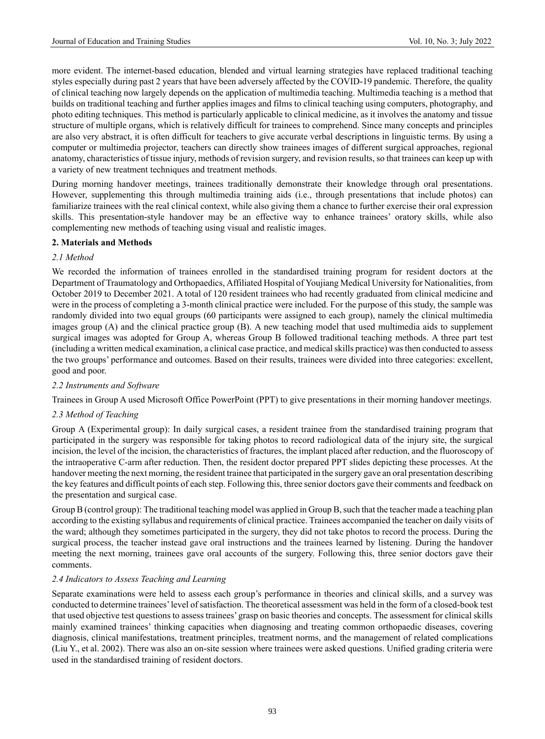more evident. The internet-based education, blended and virtual learning strategies have replaced traditional teaching styles especially during past 2 years that have been adversely affected by the COVID-19 pandemic. Therefore, the quality of clinical teaching now largely depends on the application of multimedia teaching. Multimedia teaching is a method that builds on traditional teaching and further applies images and films to clinical teaching using computers, photography, and photo editing techniques. This method is particularly applicable to clinical medicine, as it involves the anatomy and tissue structure of multiple organs, which is relatively difficult for trainees to comprehend. Since many concepts and principles are also very abstract, it is often difficult for teachers to give accurate verbal descriptions in linguistic terms. By using a computer or multimedia projector, teachers can directly show trainees images of different surgical approaches, regional anatomy, characteristics of tissue injury, methods of revision surgery, and revision results, so that trainees can keep up with a variety of new treatment techniques and treatment methods.

During morning handover meetings, trainees traditionally demonstrate their knowledge through oral presentations. However, supplementing this through multimedia training aids (i.e., through presentations that include photos) can familiarize trainees with the real clinical context, while also giving them a chance to further exercise their oral expression skills. This presentation-style handover may be an effective way to enhance trainees' oratory skills, while also complementing new methods of teaching using visual and realistic images.

## 2. Materials and Methods

### *2.1 Method*

We recorded the information of trainees enrolled in the standardised training program for resident doctors at the Department of Traumatology and Orthopaedics, Affiliated Hospital of Youjiang Medical University for Nationalities, from October 2019 to December 2021. A total of 120 resident trainees who had recently graduated from clinical medicine and were in the process of completing a 3-month clinical practice were included. For the purpose of this study, the sample was randomly divided into two equal groups (60 participants were assigned to each group), namely the clinical multimedia images group (A) and the clinical practice group (B). A new teaching model that used multimedia aids to supplement surgical images was adopted for Group A, whereas Group B followed traditional teaching methods. A three part test (including a written medical examination, a clinical case practice, and medical skills practice) was then conducted to assess the two groups' performance and outcomes. Based on their results, trainees were divided into three categories: excellent, good and poor.

### *2.2 Instruments and Software*

Trainees in Group A used Microsoft Office PowerPoint (PPT) to give presentations in their morning handover meetings.

### *2.3 Method of Teaching*

Group A (Experimental group): In daily surgical cases, a resident trainee from the standardised training program that participated in the surgery was responsible for taking photos to record radiological data of the injury site, the surgical incision, the level of the incision, the characteristics of fractures, the implant placed after reduction, and the fluoroscopy of the intraoperative C-arm after reduction. Then, the resident doctor prepared PPT slides depicting these processes. At the handover meeting the next morning, the resident trainee that participated in the surgery gave an oral presentation describing the key features and difficult points of each step. Following this, three senior doctors gave their comments and feedback on the presentation and surgical case.

Group B (control group): The traditional teaching model was applied in Group B, such that the teacher made a teaching plan according to the existing syllabus and requirements of clinical practice. Trainees accompanied the teacher on daily visits of the ward; although they sometimes participated in the surgery, they did not take photos to record the process. During the surgical process, the teacher instead gave oral instructions and the trainees learned by listening. During the handover meeting the next morning, trainees gave oral accounts of the surgery. Following this, three senior doctors gave their comments.

### *2.4 Indicators to Assess Teaching and Learning*

Separate examinations were held to assess each group's performance in theories and clinical skills, and a survey was conducted to determine trainees' level of satisfaction. The theoretical assessment was held in the form of a closed-book test that used objective test questions to assess trainees' grasp on basic theories and concepts. The assessment for clinical skills mainly examined trainees' thinking capacities when diagnosing and treating common orthopaedic diseases, covering diagnosis, clinical manifestations, treatment principles, treatment norms, and the management of related complications (Liu Y., et al. 2002). There was also an on-site session where trainees were asked questions. Unified grading criteria were used in the standardised training of resident doctors.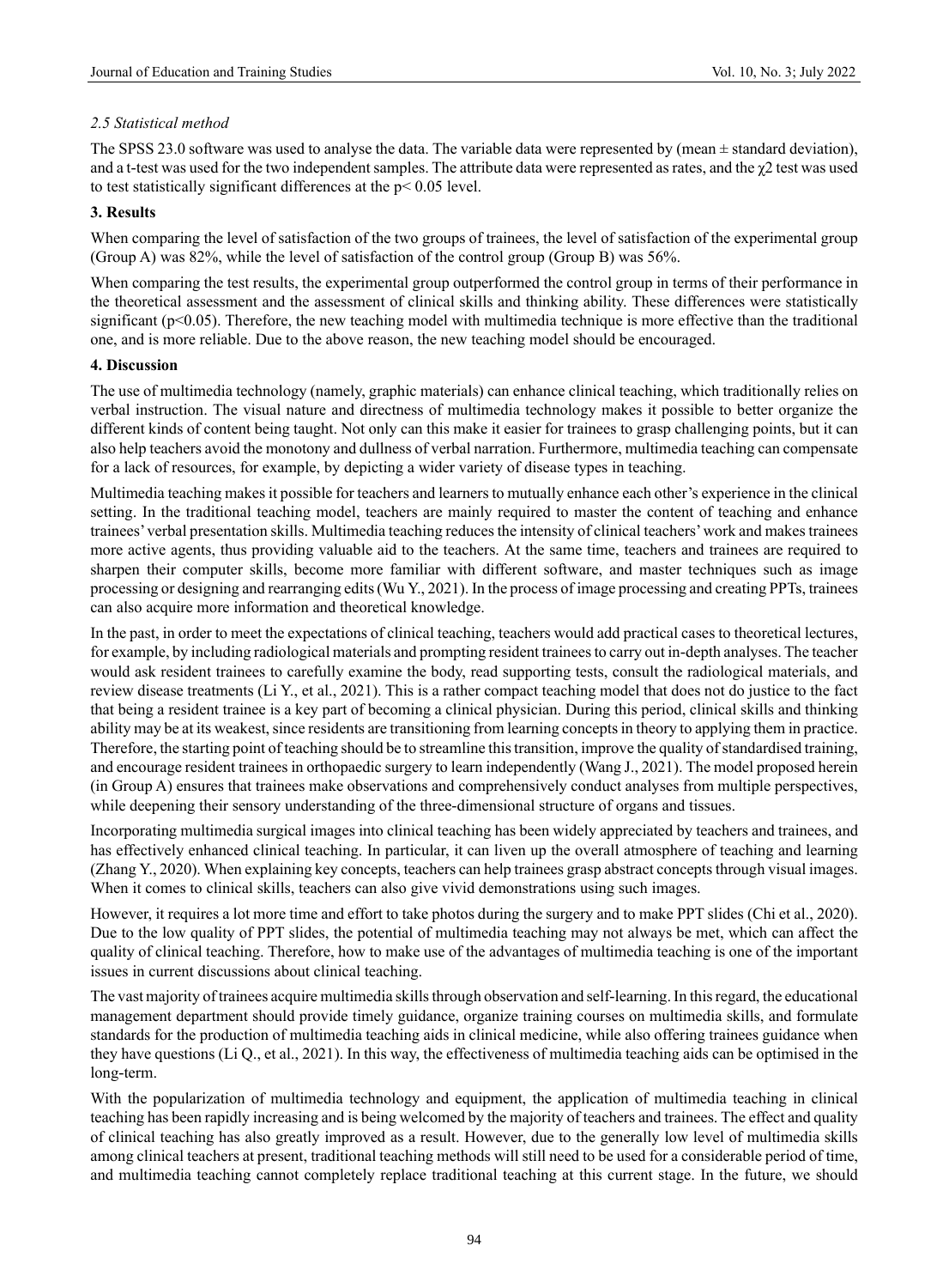*2.5 Statistical method*

The SPSS 23.0 software was used to analyse the data. The variable data were represented by (mean ± standard deviation), and a t-test was used for the two independent samples. The attribute data were represented as rates, and the $\chi 2$ test was used to test statistically significant differences at the $p < 0.05$ level.

## 3. Results

When comparing the level of satisfaction of the two groups of trainees, the level of satisfaction of the experimental group (Group A) was 82%, while the level of satisfaction of the control group (Group B) was 56%.

When comparing the test results, the experimental group outperformed the control group in terms of their performance in the theoretical assessment and the assessment of clinical skills and thinking ability. These differences were statistically significant ($p<0.05$). Therefore, the new teaching model with multimedia technique is more effective than the traditional one, and is more reliable. Due to the above reason, the new teaching model should be encouraged.

## 4. Discussion

The use of multimedia technology (namely, graphic materials) can enhance clinical teaching, which traditionally relies on verbal instruction. The visual nature and directness of multimedia technology makes it possible to better organize the different kinds of content being taught. Not only can this make it easier for trainees to grasp challenging points, but it can also help teachers avoid the monotony and dullness of verbal narration. Furthermore, multimedia teaching can compensate for a lack of resources, for example, by depicting a wider variety of disease types in teaching.

Multimedia teaching makes it possible for teachers and learners to mutually enhance each other's experience in the clinical setting. In the traditional teaching model, teachers are mainly required to master the content of teaching and enhance trainees' verbal presentation skills. Multimedia teaching reduces the intensity of clinical teachers' work and makes trainees more active agents, thus providing valuable aid to the teachers. At the same time, teachers and trainees are required to sharpen their computer skills, become more familiar with different software, and master techniques such as image processing or designing and rearranging edits (Wu Y., 2021). In the process of image processing and creating PPTs, trainees can also acquire more information and theoretical knowledge.

In the past, in order to meet the expectations of clinical teaching, teachers would add practical cases to theoretical lectures, for example, by including radiological materials and prompting resident trainees to carry out in-depth analyses. The teacher would ask resident trainees to carefully examine the body, read supporting tests, consult the radiological materials, and review disease treatments (Li Y., et al., 2021). This is a rather compact teaching model that does not do justice to the fact that being a resident trainee is a key part of becoming a clinical physician. During this period, clinical skills and thinking ability may be at its weakest, since residents are transitioning from learning concepts in theory to applying them in practice. Therefore, the starting point of teaching should be to streamline this transition, improve the quality of standardised training, and encourage resident trainees in orthopaedic surgery to learn independently (Wang J., 2021). The model proposed herein (in Group A) ensures that trainees make observations and comprehensively conduct analyses from multiple perspectives, while deepening their sensory understanding of the three-dimensional structure of organs and tissues.

Incorporating multimedia surgical images into clinical teaching has been widely appreciated by teachers and trainees, and has effectively enhanced clinical teaching. In particular, it can liven up the overall atmosphere of teaching and learning (Zhang Y., 2020). When explaining key concepts, teachers can help trainees grasp abstract concepts through visual images. When it comes to clinical skills, teachers can also give vivid demonstrations using such images.

However, it requires a lot more time and effort to take photos during the surgery and to make PPT slides (Chi et al., 2020). Due to the low quality of PPT slides, the potential of multimedia teaching may not always be met, which can affect the quality of clinical teaching. Therefore, how to make use of the advantages of multimedia teaching is one of the important issues in current discussions about clinical teaching.

The vast majority of trainees acquire multimedia skills through observation and self-learning. In this regard, the educational management department should provide timely guidance, organize training courses on multimedia skills, and formulate standards for the production of multimedia teaching aids in clinical medicine, while also offering trainees guidance when they have questions (Li Q., et al., 2021). In this way, the effectiveness of multimedia teaching aids can be optimised in the long-term.

With the popularization of multimedia technology and equipment, the application of multimedia teaching in clinical teaching has been rapidly increasing and is being welcomed by the majority of teachers and trainees. The effect and quality of clinical teaching has also greatly improved as a result. However, due to the generally low level of multimedia skills among clinical teachers at present, traditional teaching methods will still need to be used for a considerable period of time, and multimedia teaching cannot completely replace traditional teaching at this current stage. In the future, we should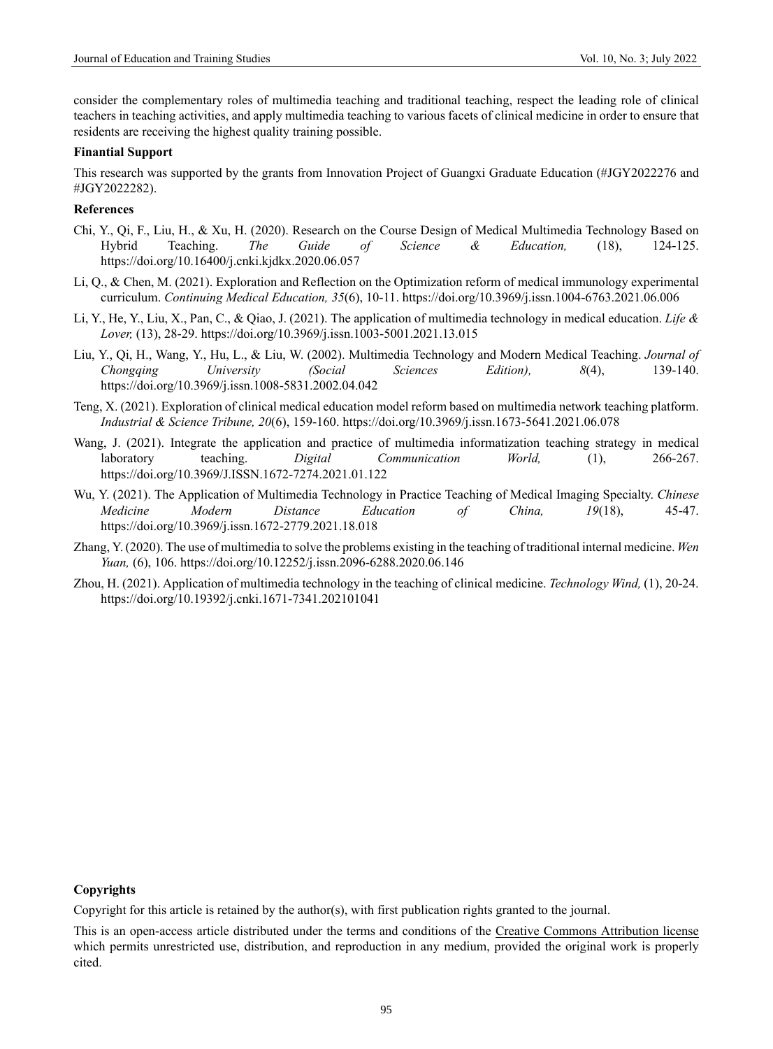consider the complementary roles of multimedia teaching and traditional teaching, respect the leading role of clinical teachers in teaching activities, and apply multimedia teaching to various facets of clinical medicine in order to ensure that residents are receiving the highest quality training possible.

**Finantial Support**

This research was supported by the grants from Innovation Project of Guangxi Graduate Education (#JGY2022276 and #JGY2022282).

**References**

Chi, Y., Qi, F., Liu, H., & Xu, H. (2020). Research on the Course Design of Medical Multimedia Technology Based on Hybrid Teaching. *The Guide of Science & Education,* (18), 124-125. https://doi.org/10.16400/j.cnki.kjdkx.2020.06.057

Li, Q., & Chen, M. (2021). Exploration and Reflection on the Optimization reform of medical immunology experimental curriculum. *Continuing Medical Education, 35*(6), 10-11. https://doi.org/10.3969/j.issn.1004-6763.2021.06.006

Li, Y., He, Y., Liu, X., Pan, C., & Qiao, J. (2021). The application of multimedia technology in medical education. *Life & Lover,* (13), 28-29. https://doi.org/10.3969/j.issn.1003-5001.2021.13.015

Liu, Y., Qi, H., Wang, Y., Hu, L., & Liu, W. (2002). Multimedia Technology and Modern Medical Teaching. *Journal of Chongqing University (Social Sciences Edition), 8*(4), 139-140. https://doi.org/10.3969/j.issn.1008-5831.2002.04.042

Teng, X. (2021). Exploration of clinical medical education model reform based on multimedia network teaching platform. *Industrial & Science Tribune, 20*(6), 159-160. https://doi.org/10.3969/j.issn.1673-5641.2021.06.078

Wang, J. (2021). Integrate the application and practice of multimedia informatization teaching strategy in medical laboratory teaching. *Digital Communication World,* (1), 266-267. https://doi.org/10.3969/J.ISSN.1672-7274.2021.01.122

Wu, Y. (2021). The Application of Multimedia Technology in Practice Teaching of Medical Imaging Specialty. *Chinese Medicine Modern Distance Education of China, 19*(18), 45-47. https://doi.org/10.3969/j.issn.1672-2779.2021.18.018

Zhang, Y. (2020). The use of multimedia to solve the problems existing in the teaching of traditional internal medicine. *Wen Yuan,* (6), 106. https://doi.org/10.12252/j.issn.2096-6288.2020.06.146

Zhou, H. (2021). Application of multimedia technology in the teaching of clinical medicine. *Technology Wind,* (1), 20-24. https://doi.org/10.19392/j.cnki.1671-7341.202101041

**Copyrights**

Copyright for this article is retained by the author(s), with first publication rights granted to the journal.

This is an open-access article distributed under the terms and conditions of the Creative Commons Attribution license which permits unrestricted use, distribution, and reproduction in any medium, provided the original work is properly cited.